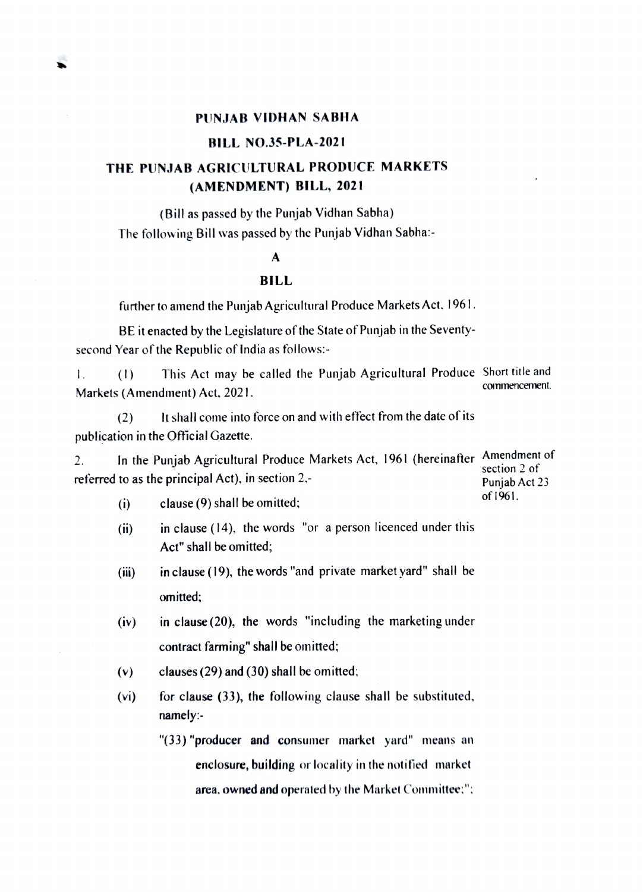# PUNJAB VIDHAN SABHA

## BILL NO.35-PLA-2021

## THE PUNJAB AGRICULTURAL PRODUCE MARKETS (AMENDMENT) BILL, 2021

(Bill as passed by the Punjab Vidhan Sabha)

The following Bill was passed by the Punjab Vidhan Sabha:-

**A**

**BILL**

further to amend the Punjab Agricultural Produce Markets Act, 1961.

BE it enacted by the Legislature of the State of Punjab in the Seventy-second Year of the Republic of India as follows:-

1. (1) This Act may be called the Punjab Agricultural Produce Markets (Amendment) Act, 2021.

*Short title and commencement.*

(2) It shall come into force on and with effect from the date of its publication in the Official Gazette.

2. In the Punjab Agricultural Produce Markets Act, 1961 (hereinafter referred to as the principal Act), in section 2,-

*Amendment of section 2 of Punjab Act 23 of 1961.*

(i) clause (9) shall be omitted;

(ii) in clause (14), the words "or a person licenced under this Act" shall be omitted;

(iii) in clause (19), the words "and private market yard" shall be omitted;

(iv) in clause (20), the words "including the marketing under contract farming" shall be omitted;

(v) clauses (29) and (30) shall be omitted;

(vi) for clause (33), the following clause shall be substituted, namely:-

"(33) "producer and consumer market yard" means an enclosure, building or locality in the notified market area, owned and operated by the Market Committee;";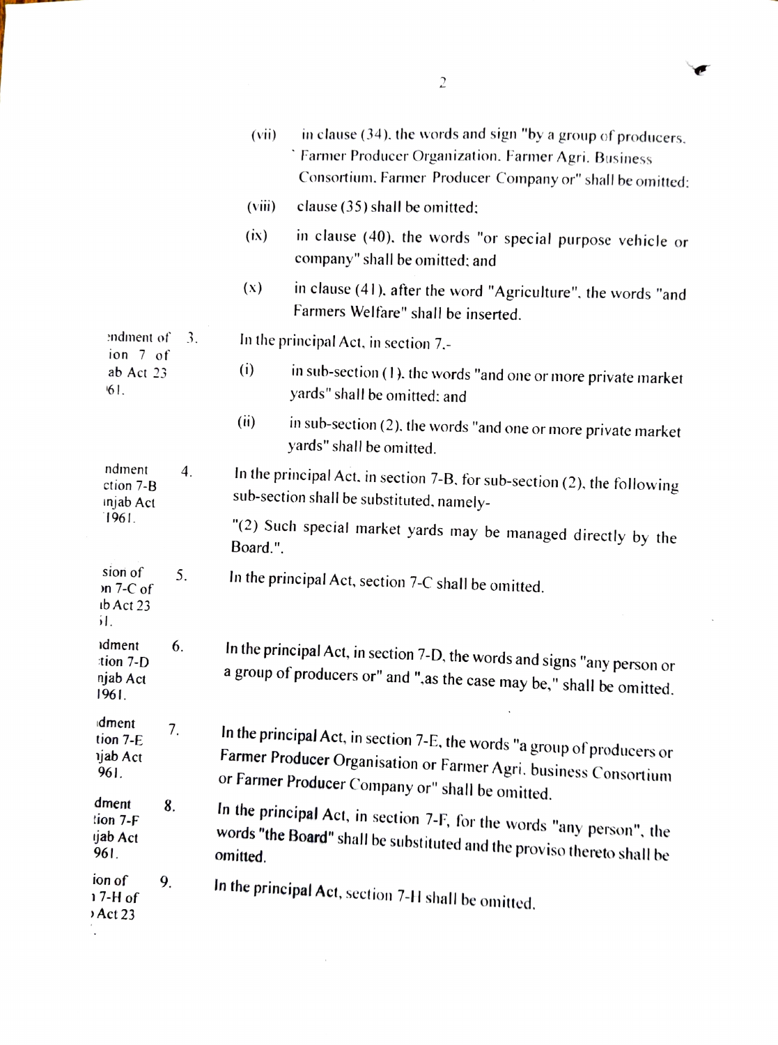(vii) in clause (34), the words and sign "by a group of producers, Farmer Producer Organization, Farmer Agri. Business Consortium, Farmer Producer Company or" shall be omitted;

(viii) clause (35) shall be omitted;

(ix) in clause (40), the words "or special purpose vehicle or company" shall be omitted; and

(x) in clause (41), after the word "Agriculture", the words "and Farmers Welfare" shall be inserted.

*ndment of ion 7 of ab Act 23 '61.*

3. In the principal Act, in section 7,-

(i) in sub-section (1), the words "and one or more private market yards" shall be omitted; and

(ii) in sub-section (2), the words "and one or more private market yards" shall be omitted.

*ndment ction 7-B injab Act 1961.*

4. In the principal Act, in section 7-B, for sub-section (2), the following sub-section shall be substituted, namely-

"(2) Such special market yards may be managed directly by the Board.".

*sion of on 7-C of ib Act 23 61.*

5. In the principal Act, section 7-C shall be omitted.

*idment tion 7-D njab Act 1961.*

6. In the principal Act, in section 7-D, the words and signs "any person or a group of producers or" and ",as the case may be," shall be omitted.

*idment tion 7-E ijab Act 961.*

7. In the principal Act, in section 7-E, the words "a group of producers or Farmer Producer Organisation or Farmer Agri. business Consortium or Farmer Producer Company or" shall be omitted.

*dment tion 7-F ijab Act 961.*

8. In the principal Act, in section 7-F, for the words "any person", the words "the Board" shall be substituted and the proviso thereto shall be omitted.

*ion of 1 7-H of Act 23*

9. In the principal Act, section 7-H shall be omitted.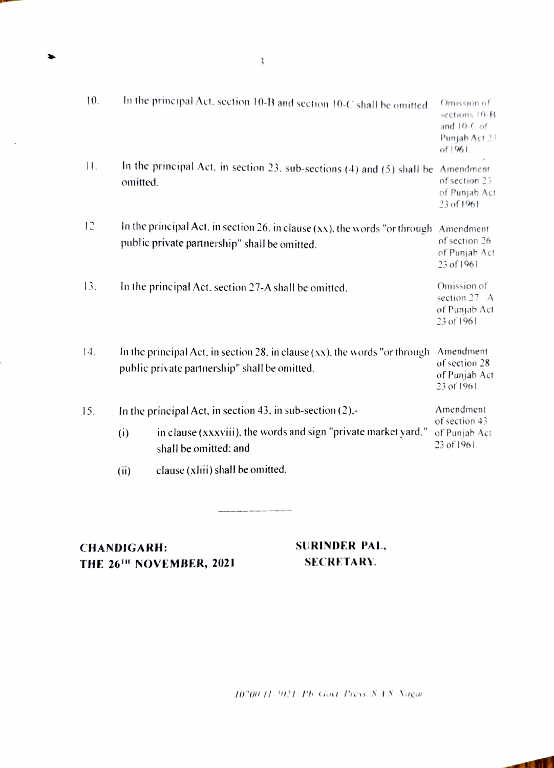10. In the principal Act, section 10-B and section 10-C shall be omitted. — *Omission of sections 10-B and 10-C of Punjab Act 23 of 1961.*

11. In the principal Act, in section 23, sub-sections (4) and (5) shall be omitted. — *Amendment of section 23 of Punjab Act 23 of 1961.*

12. In the principal Act, in section 26, in clause (xx), the words "or through public private partnership" shall be omitted. — *Amendment of section 26 of Punjab Act 23 of 1961.*

13. In the principal Act, section 27-A shall be omitted. — *Omission of section 27-A of Punjab Act 23 of 1961.*

14. In the principal Act, in section 28, in clause (xx), the words "or through public private partnership" shall be omitted. — *Amendment of section 28 of Punjab Act 23 of 1961.*

15. In the principal Act, in section 43, in sub-section (2),- — *Amendment of section 43 of Punjab Act 23 of 1961.*

    (i) in clause (xxxviii), the words and sign "private market yard," shall be omitted; and

    (ii) clause (xliii) shall be omitted.

---

**CHANDIGARH:**
**THE 26TH NOVEMBER, 2021**

**SURINDER PAL,**
**SECRETARY.**

*10700 11 2021 Pb Govt Press, S A S Nagar*